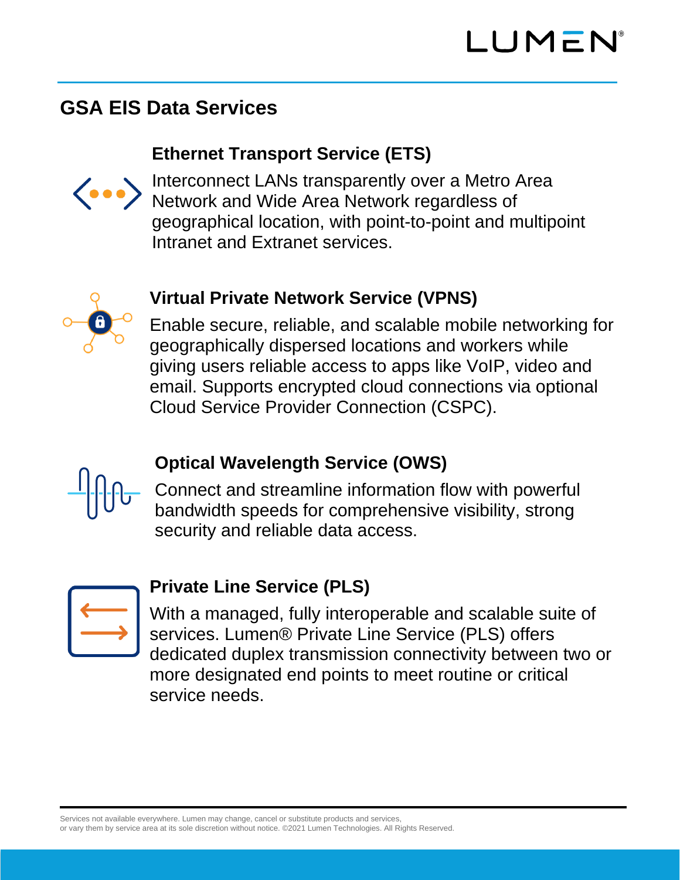# GSA EIS Data Services

## Ethernet Transport Service (ETS)

Interconnect LANs transparently over a Metro Area Network and Wide Area Network regardless of geographical location, with point-to-point and multipoint Intranet and Extranet services.

## Virtual Private Network Service (VPNS)

Enable secure, reliable, and scalable mobile networking for geographically dispersed locations and workers while giving users reliable access to apps like VoIP, video and email. Supports encrypted cloud connections via optional Cloud Service Provider Connection (CSPC).

## Optical Wavelength Service (OWS)

Connect and streamline information flow with powerful bandwidth speeds for comprehensive visibility, strong security and reliable data access.

## Private Line Service (PLS)

With a managed, fully interoperable and scalable suite of services. Lumen® Private Line Service (PLS) offers dedicated duplex transmission connectivity between two or more designated end points to meet routine or critical service needs.

Services not available everywhere. Lumen may change, cancel or substitute products and services, or vary them by service area at its sole discretion without notice. ©2021 Lumen Technologies. All Rights Reserved.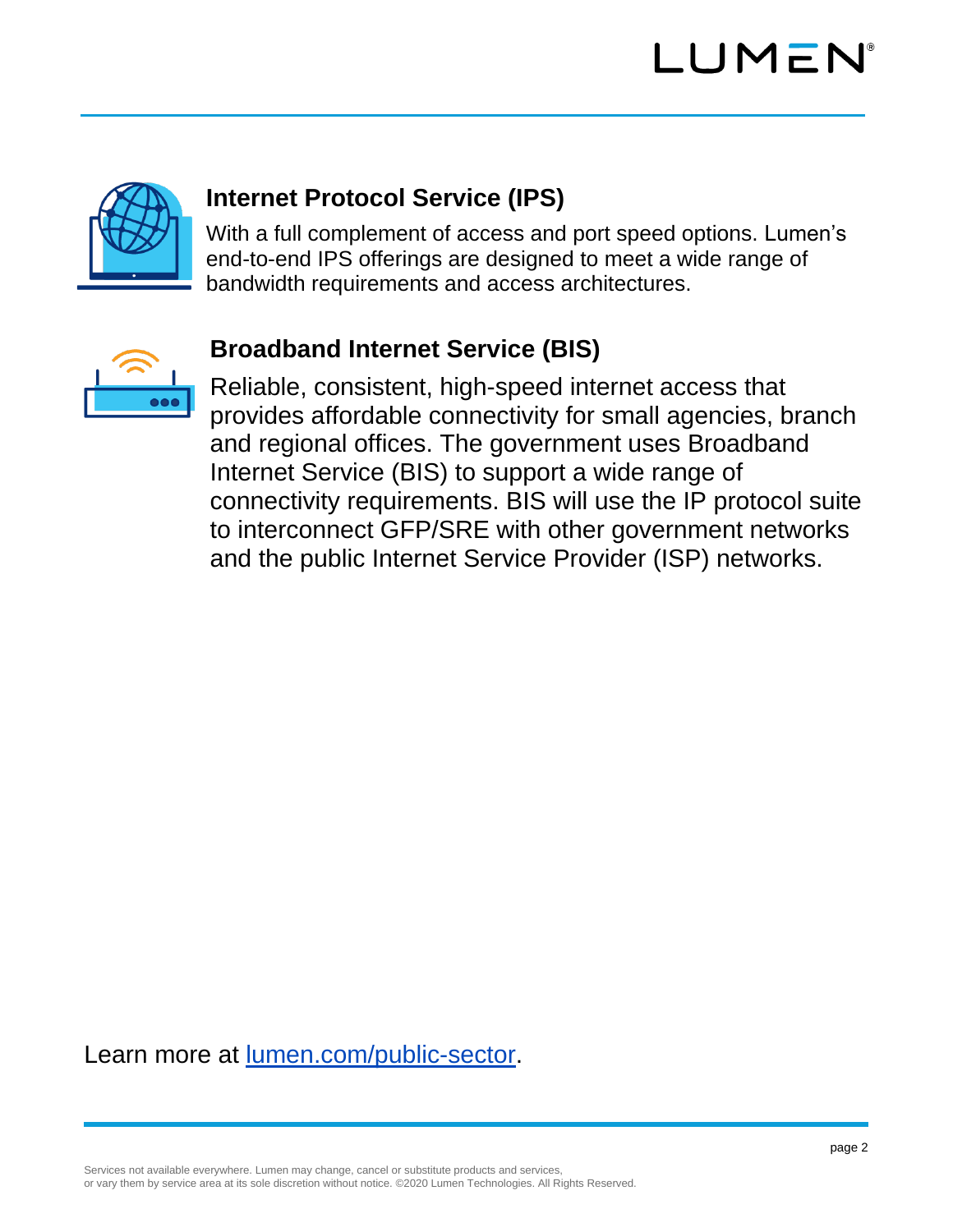## Internet Protocol Service (IPS)

With a full complement of access and port speed options. Lumen's end-to-end IPS offerings are designed to meet a wide range of bandwidth requirements and access architectures.

## Broadband Internet Service (BIS)

Reliable, consistent, high-speed internet access that provides affordable connectivity for small agencies, branch and regional offices. The government uses Broadband Internet Service (BIS) to support a wide range of connectivity requirements. BIS will use the IP protocol suite to interconnect GFP/SRE with other government networks and the public Internet Service Provider (ISP) networks.

Learn more at [lumen.com/public-sector](https://lumen.com/public-sector).

Services not available everywhere. Lumen may change, cancel or substitute products and services, or vary them by service area at its sole discretion without notice. ©2020 Lumen Technologies. All Rights Reserved.